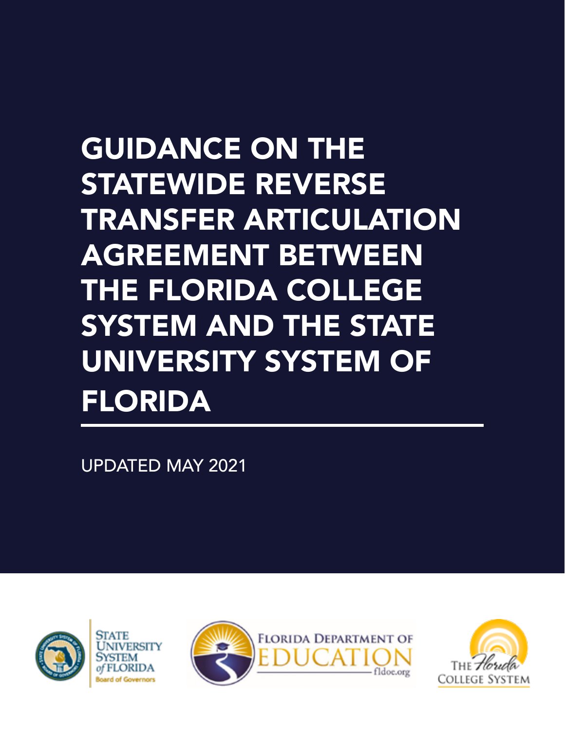# GUIDANCE ON THE STATEWIDE REVERSE TRANSFER ARTICULATION AGREEMENT BETWEEN THE FLORIDA COLLEGE SYSTEM AND THE STATE UNIVERSITY SYSTEM OF FLORIDA

UPDATED MAY 2021

State University System of Florida Board of Governors

Florida Department of Education fldoe.org

The Florida College System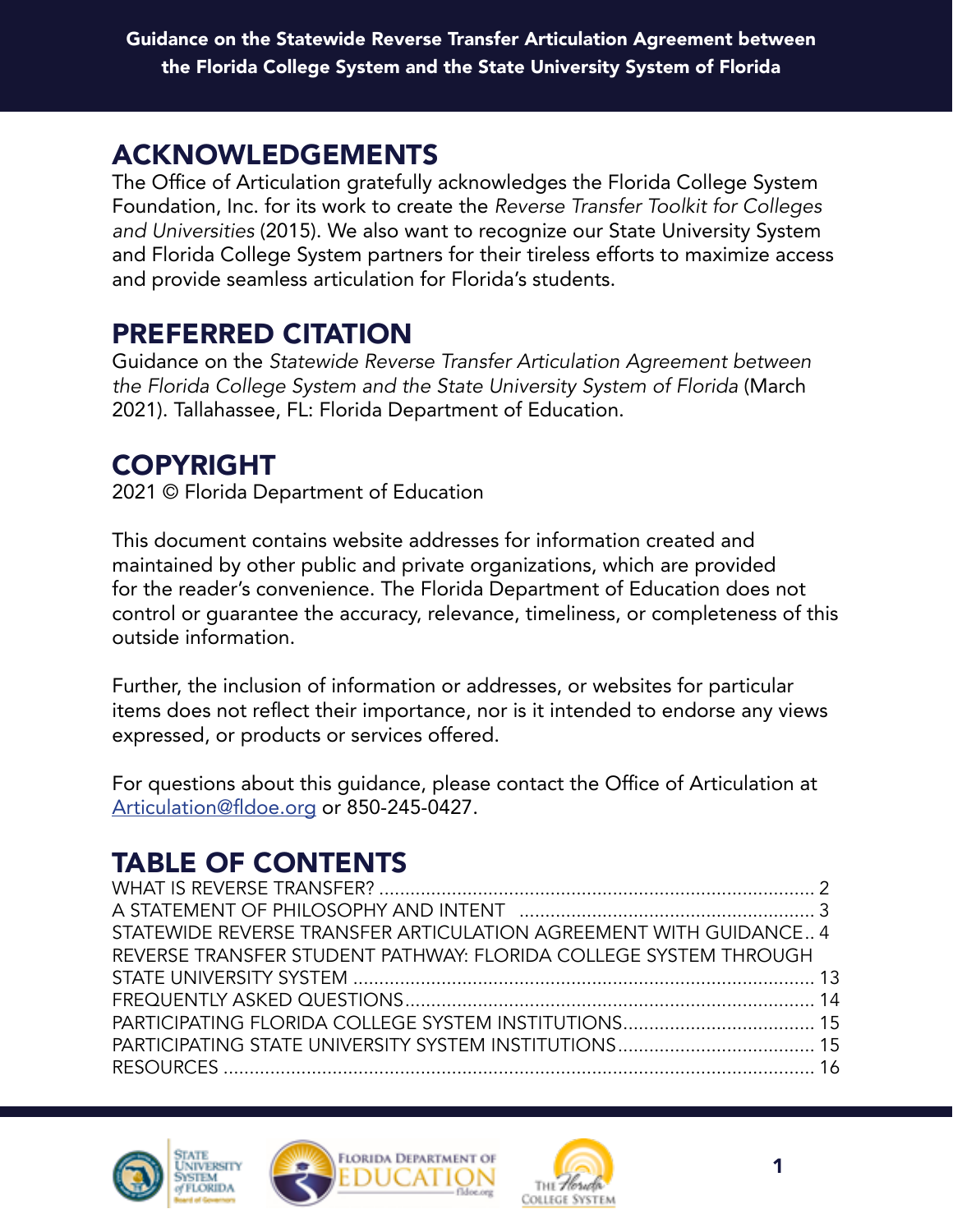## ACKNOWLEDGEMENTS

The Office of Articulation gratefully acknowledges the Florida College System Foundation, Inc. for its work to create the *Reverse Transfer Toolkit for Colleges and Universities* (2015). We also want to recognize our State University System and Florida College System partners for their tireless efforts to maximize access and provide seamless articulation for Florida's students.

## PREFERRED CITATION

Guidance on the *Statewide Reverse Transfer Articulation Agreement between the Florida College System and the State University System of Florida* (March 2021). Tallahassee, FL: Florida Department of Education.

## COPYRIGHT

2021 © Florida Department of Education

This document contains website addresses for information created and maintained by other public and private organizations, which are provided for the reader's convenience. The Florida Department of Education does not control or guarantee the accuracy, relevance, timeliness, or completeness of this outside information.

Further, the inclusion of information or addresses, or websites for particular items does not reflect their importance, nor is it intended to endorse any views expressed, or products or services offered.

For questions about this guidance, please contact the Office of Articulation at Articulation@fldoe.org or 850-245-0427.

## TABLE OF CONTENTS

WHAT IS REVERSE TRANSFER? .................... 2
A STATEMENT OF PHILOSOPHY AND INTENT .................... 3
STATEWIDE REVERSE TRANSFER ARTICULATION AGREEMENT WITH GUIDANCE.. 4
REVERSE TRANSFER STUDENT PATHWAY: FLORIDA COLLEGE SYSTEM THROUGH STATE UNIVERSITY SYSTEM .................... 13
FREQUENTLY ASKED QUESTIONS .................... 14
PARTICIPATING FLORIDA COLLEGE SYSTEM INSTITUTIONS .................... 15
PARTICIPATING STATE UNIVERSITY SYSTEM INSTITUTIONS .................... 15
RESOURCES .................... 16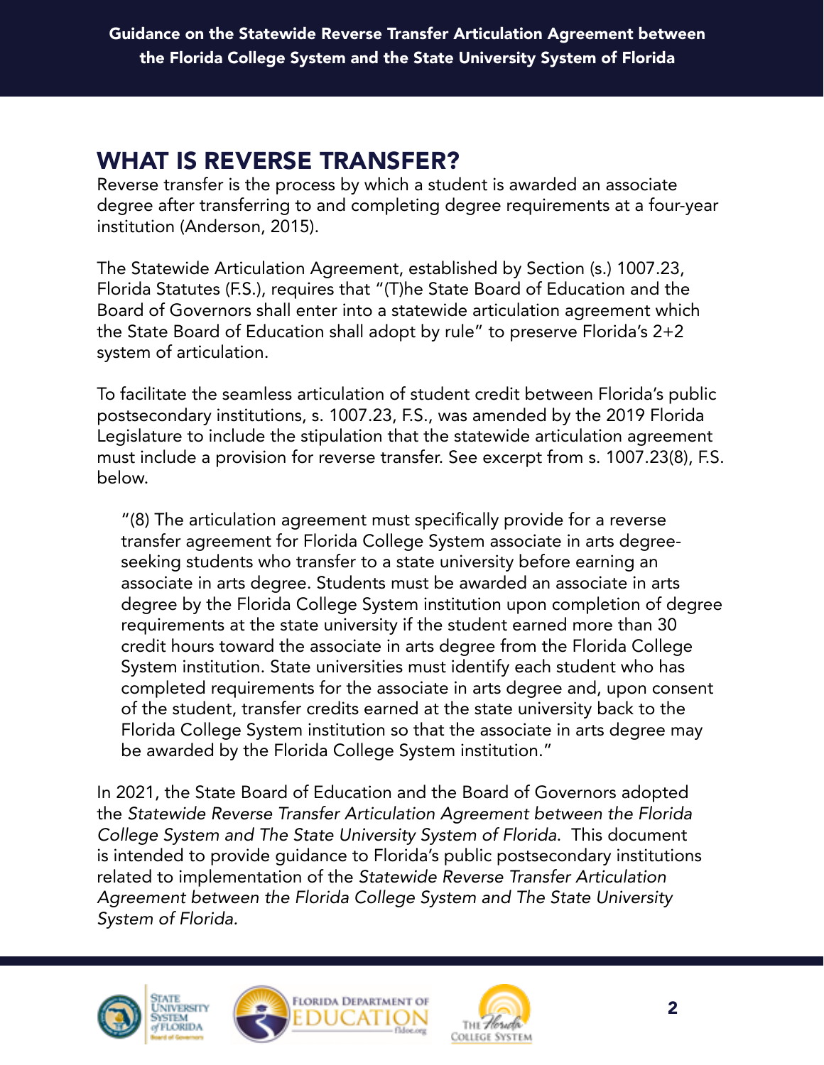## WHAT IS REVERSE TRANSFER?

Reverse transfer is the process by which a student is awarded an associate degree after transferring to and completing degree requirements at a four-year institution (Anderson, 2015).

The Statewide Articulation Agreement, established by Section (s.) 1007.23, Florida Statutes (F.S.), requires that "(T)he State Board of Education and the Board of Governors shall enter into a statewide articulation agreement which the State Board of Education shall adopt by rule" to preserve Florida's 2+2 system of articulation.

To facilitate the seamless articulation of student credit between Florida's public postsecondary institutions, s. 1007.23, F.S., was amended by the 2019 Florida Legislature to include the stipulation that the statewide articulation agreement must include a provision for reverse transfer. See excerpt from s. 1007.23(8), F.S. below.

> "(8) The articulation agreement must specifically provide for a reverse transfer agreement for Florida College System associate in arts degree-seeking students who transfer to a state university before earning an associate in arts degree. Students must be awarded an associate in arts degree by the Florida College System institution upon completion of degree requirements at the state university if the student earned more than 30 credit hours toward the associate in arts degree from the Florida College System institution. State universities must identify each student who has completed requirements for the associate in arts degree and, upon consent of the student, transfer credits earned at the state university back to the Florida College System institution so that the associate in arts degree may be awarded by the Florida College System institution."

In 2021, the State Board of Education and the Board of Governors adopted the *Statewide Reverse Transfer Articulation Agreement between the Florida College System and The State University System of Florida*. This document is intended to provide guidance to Florida's public postsecondary institutions related to implementation of the *Statewide Reverse Transfer Articulation Agreement between the Florida College System and The State University System of Florida.*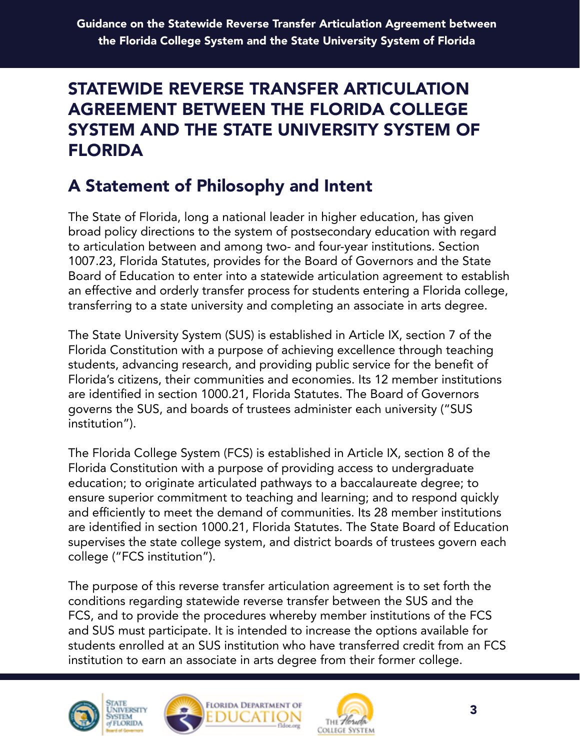# STATEWIDE REVERSE TRANSFER ARTICULATION AGREEMENT BETWEEN THE FLORIDA COLLEGE SYSTEM AND THE STATE UNIVERSITY SYSTEM OF FLORIDA

## A Statement of Philosophy and Intent

The State of Florida, long a national leader in higher education, has given broad policy directions to the system of postsecondary education with regard to articulation between and among two- and four-year institutions. Section 1007.23, Florida Statutes, provides for the Board of Governors and the State Board of Education to enter into a statewide articulation agreement to establish an effective and orderly transfer process for students entering a Florida college, transferring to a state university and completing an associate in arts degree.

The State University System (SUS) is established in Article IX, section 7 of the Florida Constitution with a purpose of achieving excellence through teaching students, advancing research, and providing public service for the benefit of Florida's citizens, their communities and economies. Its 12 member institutions are identified in section 1000.21, Florida Statutes. The Board of Governors governs the SUS, and boards of trustees administer each university ("SUS institution").

The Florida College System (FCS) is established in Article IX, section 8 of the Florida Constitution with a purpose of providing access to undergraduate education; to originate articulated pathways to a baccalaureate degree; to ensure superior commitment to teaching and learning; and to respond quickly and efficiently to meet the demand of communities. Its 28 member institutions are identified in section 1000.21, Florida Statutes. The State Board of Education supervises the state college system, and district boards of trustees govern each college ("FCS institution").

The purpose of this reverse transfer articulation agreement is to set forth the conditions regarding statewide reverse transfer between the SUS and the FCS, and to provide the procedures whereby member institutions of the FCS and SUS must participate. It is intended to increase the options available for students enrolled at an SUS institution who have transferred credit from an FCS institution to earn an associate in arts degree from their former college.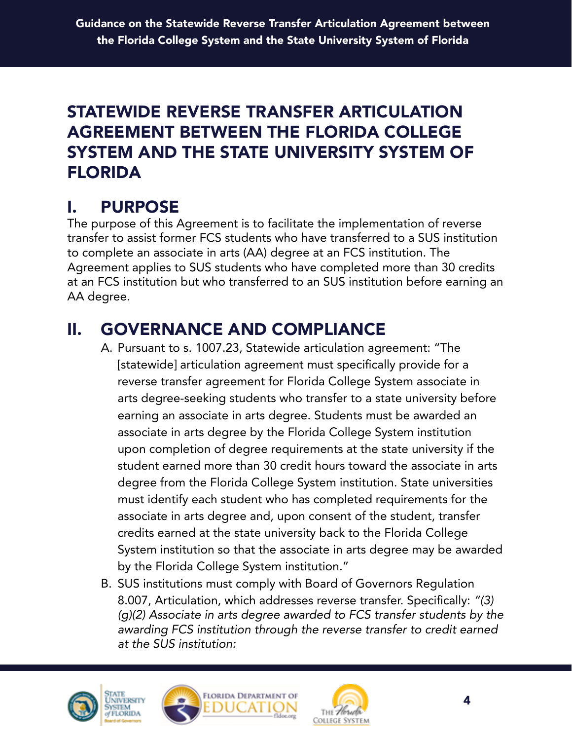# STATEWIDE REVERSE TRANSFER ARTICULATION AGREEMENT BETWEEN THE FLORIDA COLLEGE SYSTEM AND THE STATE UNIVERSITY SYSTEM OF FLORIDA

## I. PURPOSE

The purpose of this Agreement is to facilitate the implementation of reverse transfer to assist former FCS students who have transferred to a SUS institution to complete an associate in arts (AA) degree at an FCS institution. The Agreement applies to SUS students who have completed more than 30 credits at an FCS institution but who transferred to an SUS institution before earning an AA degree.

## II. GOVERNANCE AND COMPLIANCE

A. Pursuant to s. 1007.23, Statewide articulation agreement: "The [statewide] articulation agreement must specifically provide for a reverse transfer agreement for Florida College System associate in arts degree-seeking students who transfer to a state university before earning an associate in arts degree. Students must be awarded an associate in arts degree by the Florida College System institution upon completion of degree requirements at the state university if the student earned more than 30 credit hours toward the associate in arts degree from the Florida College System institution. State universities must identify each student who has completed requirements for the associate in arts degree and, upon consent of the student, transfer credits earned at the state university back to the Florida College System institution so that the associate in arts degree may be awarded by the Florida College System institution."

B. SUS institutions must comply with Board of Governors Regulation 8.007, Articulation, which addresses reverse transfer. Specifically: *"(3)(g)(2) Associate in arts degree awarded to FCS transfer students by the awarding FCS institution through the reverse transfer to credit earned at the SUS institution:*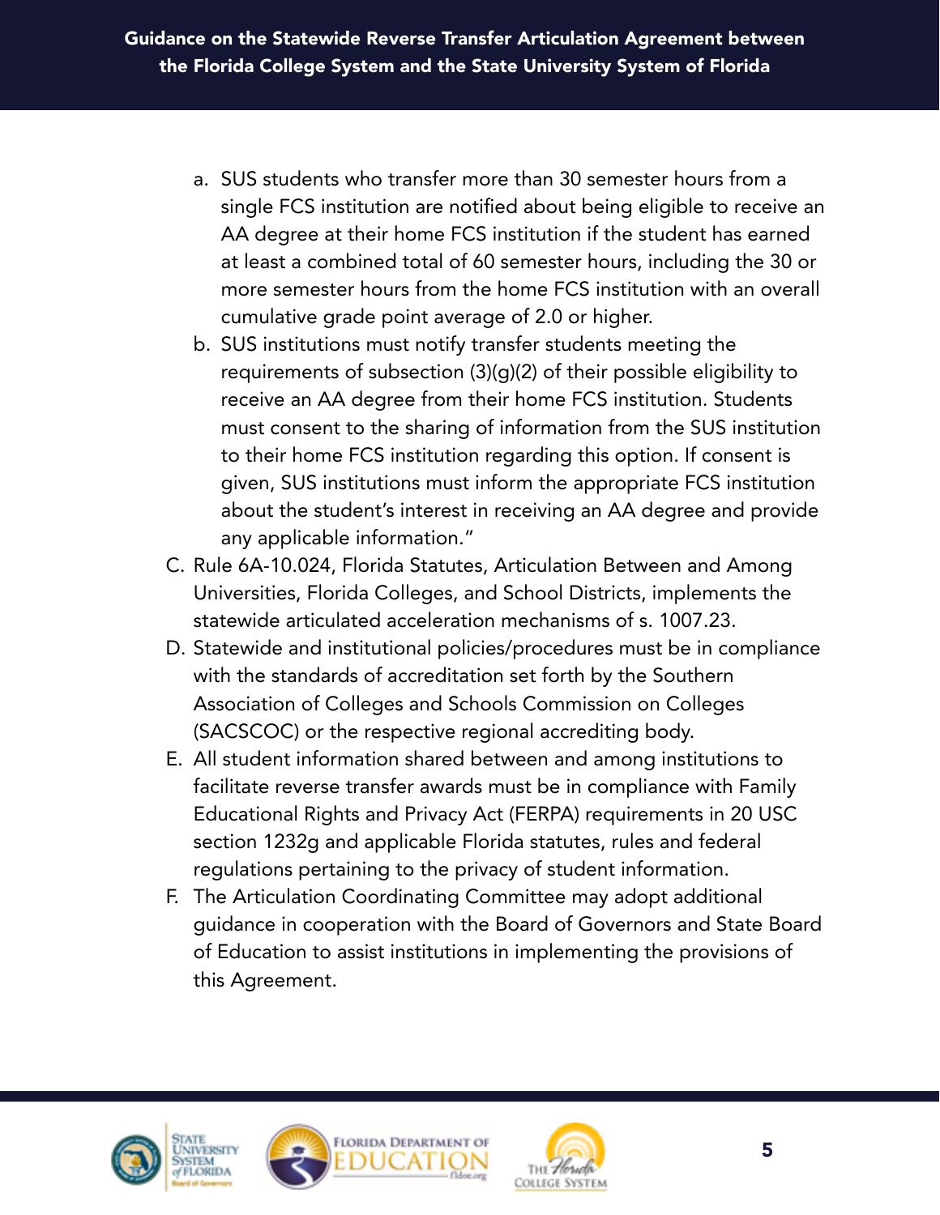a. SUS students who transfer more than 30 semester hours from a single FCS institution are notified about being eligible to receive an AA degree at their home FCS institution if the student has earned at least a combined total of 60 semester hours, including the 30 or more semester hours from the home FCS institution with an overall cumulative grade point average of 2.0 or higher.
b. SUS institutions must notify transfer students meeting the requirements of subsection (3)(g)(2) of their possible eligibility to receive an AA degree from their home FCS institution. Students must consent to the sharing of information from the SUS institution to their home FCS institution regarding this option. If consent is given, SUS institutions must inform the appropriate FCS institution about the student's interest in receiving an AA degree and provide any applicable information."

C. Rule 6A-10.024, Florida Statutes, Articulation Between and Among Universities, Florida Colleges, and School Districts, implements the statewide articulated acceleration mechanisms of s. 1007.23.
D. Statewide and institutional policies/procedures must be in compliance with the standards of accreditation set forth by the Southern Association of Colleges and Schools Commission on Colleges (SACSCOC) or the respective regional accrediting body.
E. All student information shared between and among institutions to facilitate reverse transfer awards must be in compliance with Family Educational Rights and Privacy Act (FERPA) requirements in 20 USC section 1232g and applicable Florida statutes, rules and federal regulations pertaining to the privacy of student information.
F. The Articulation Coordinating Committee may adopt additional guidance in cooperation with the Board of Governors and State Board of Education to assist institutions in implementing the provisions of this Agreement.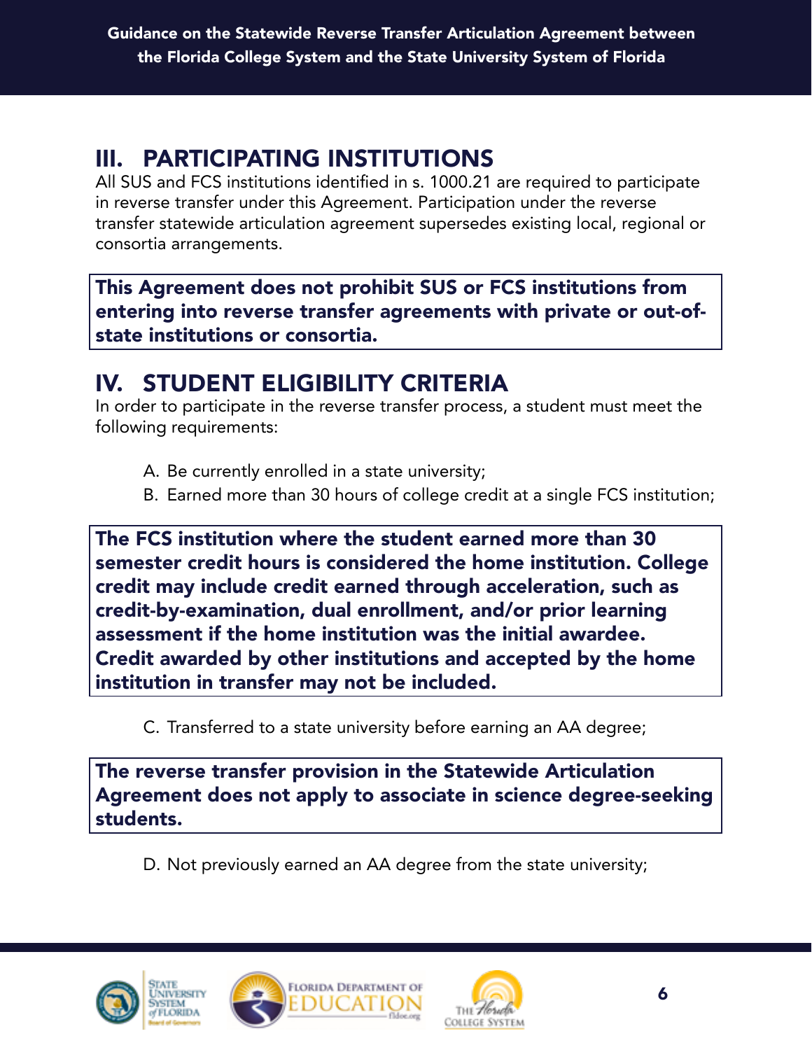## III. PARTICIPATING INSTITUTIONS

All SUS and FCS institutions identified in s. 1000.21 are required to participate in reverse transfer under this Agreement. Participation under the reverse transfer statewide articulation agreement supersedes existing local, regional or consortia arrangements.

**This Agreement does not prohibit SUS or FCS institutions from entering into reverse transfer agreements with private or out-of-state institutions or consortia.**

## IV. STUDENT ELIGIBILITY CRITERIA

In order to participate in the reverse transfer process, a student must meet the following requirements:

A. Be currently enrolled in a state university;
B. Earned more than 30 hours of college credit at a single FCS institution;

**The FCS institution where the student earned more than 30 semester credit hours is considered the home institution. College credit may include credit earned through acceleration, such as credit-by-examination, dual enrollment, and/or prior learning assessment if the home institution was the initial awardee. Credit awarded by other institutions and accepted by the home institution in transfer may not be included.**

C. Transferred to a state university before earning an AA degree;

**The reverse transfer provision in the Statewide Articulation Agreement does not apply to associate in science degree-seeking students.**

D. Not previously earned an AA degree from the state university;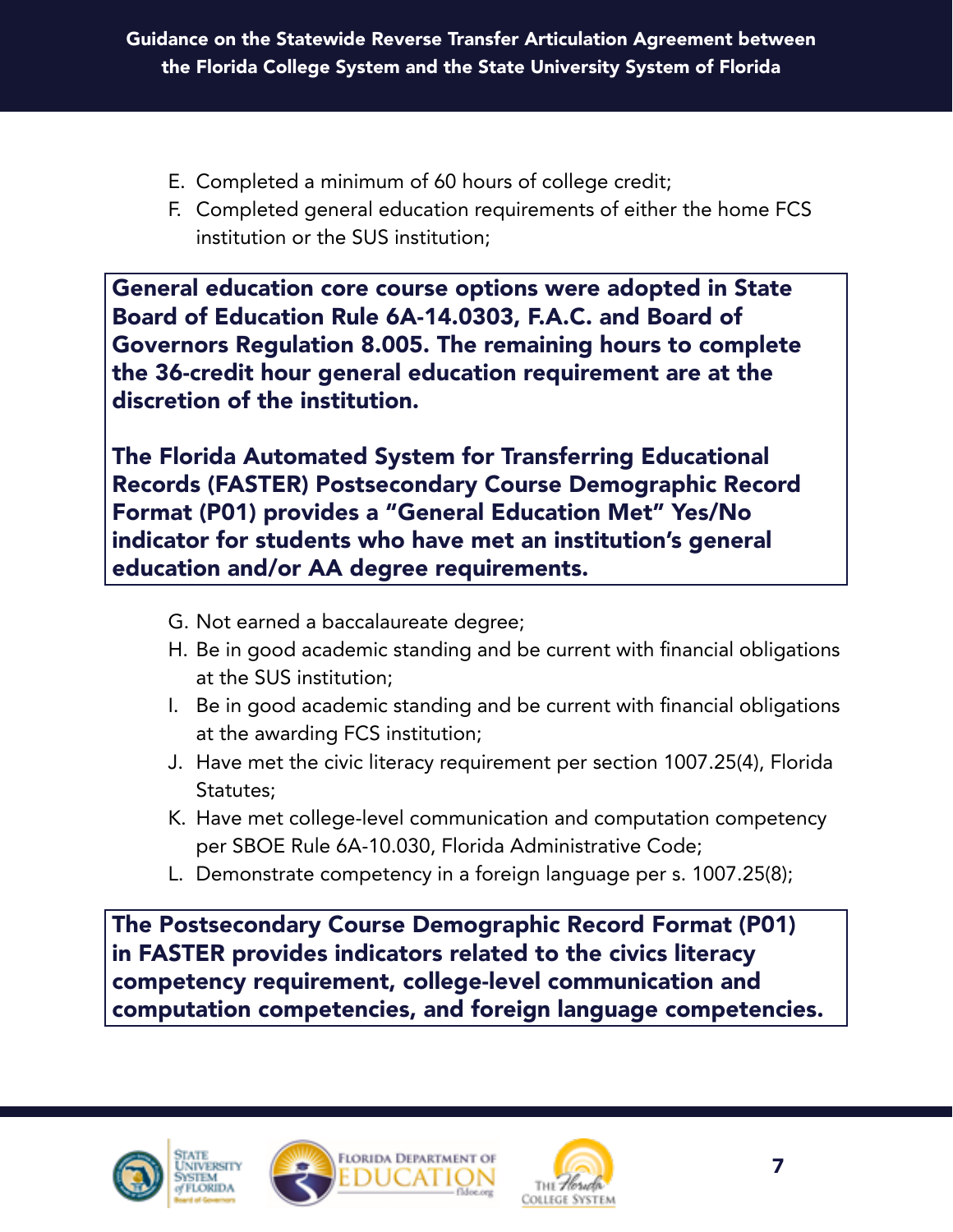E. Completed a minimum of 60 hours of college credit;

F. Completed general education requirements of either the home FCS institution or the SUS institution;

> **General education core course options were adopted in State Board of Education Rule 6A-14.0303, F.A.C. and Board of Governors Regulation 8.005. The remaining hours to complete the 36-credit hour general education requirement are at the discretion of the institution.**
>
> **The Florida Automated System for Transferring Educational Records (FASTER) Postsecondary Course Demographic Record Format (P01) provides a "General Education Met" Yes/No indicator for students who have met an institution's general education and/or AA degree requirements.**

G. Not earned a baccalaureate degree;

H. Be in good academic standing and be current with financial obligations at the SUS institution;

I. Be in good academic standing and be current with financial obligations at the awarding FCS institution;

J. Have met the civic literacy requirement per section 1007.25(4), Florida Statutes;

K. Have met college-level communication and computation competency per SBOE Rule 6A-10.030, Florida Administrative Code;

L. Demonstrate competency in a foreign language per s. 1007.25(8);

> **The Postsecondary Course Demographic Record Format (P01) in FASTER provides indicators related to the civics literacy competency requirement, college-level communication and computation competencies, and foreign language competencies.**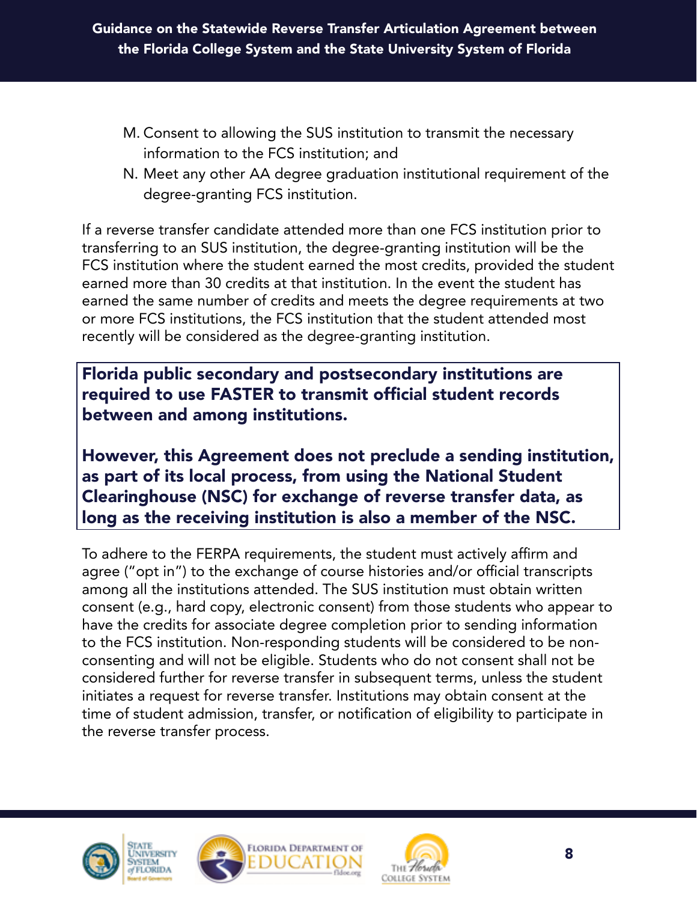M. Consent to allowing the SUS institution to transmit the necessary information to the FCS institution; and

N. Meet any other AA degree graduation institutional requirement of the degree-granting FCS institution.

If a reverse transfer candidate attended more than one FCS institution prior to transferring to an SUS institution, the degree-granting institution will be the FCS institution where the student earned the most credits, provided the student earned more than 30 credits at that institution. In the event the student has earned the same number of credits and meets the degree requirements at two or more FCS institutions, the FCS institution that the student attended most recently will be considered as the degree-granting institution.

**Florida public secondary and postsecondary institutions are required to use FASTER to transmit official student records between and among institutions.**

**However, this Agreement does not preclude a sending institution, as part of its local process, from using the National Student Clearinghouse (NSC) for exchange of reverse transfer data, as long as the receiving institution is also a member of the NSC.**

To adhere to the FERPA requirements, the student must actively affirm and agree ("opt in") to the exchange of course histories and/or official transcripts among all the institutions attended. The SUS institution must obtain written consent (e.g., hard copy, electronic consent) from those students who appear to have the credits for associate degree completion prior to sending information to the FCS institution. Non-responding students will be considered to be non-consenting and will not be eligible. Students who do not consent shall not be considered further for reverse transfer in subsequent terms, unless the student initiates a request for reverse transfer. Institutions may obtain consent at the time of student admission, transfer, or notification of eligibility to participate in the reverse transfer process.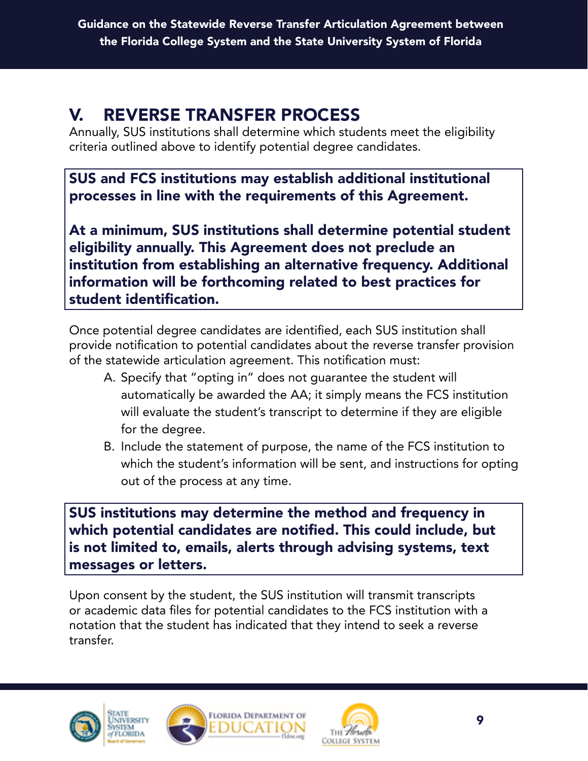## V. REVERSE TRANSFER PROCESS

Annually, SUS institutions shall determine which students meet the eligibility criteria outlined above to identify potential degree candidates.

> **SUS and FCS institutions may establish additional institutional processes in line with the requirements of this Agreement.**
>
> **At a minimum, SUS institutions shall determine potential student eligibility annually. This Agreement does not preclude an institution from establishing an alternative frequency. Additional information will be forthcoming related to best practices for student identification.**

Once potential degree candidates are identified, each SUS institution shall provide notification to potential candidates about the reverse transfer provision of the statewide articulation agreement. This notification must:

A. Specify that "opting in" does not guarantee the student will automatically be awarded the AA; it simply means the FCS institution will evaluate the student's transcript to determine if they are eligible for the degree.
B. Include the statement of purpose, the name of the FCS institution to which the student's information will be sent, and instructions for opting out of the process at any time.

> **SUS institutions may determine the method and frequency in which potential candidates are notified. This could include, but is not limited to, emails, alerts through advising systems, text messages or letters.**

Upon consent by the student, the SUS institution will transmit transcripts or academic data files for potential candidates to the FCS institution with a notation that the student has indicated that they intend to seek a reverse transfer.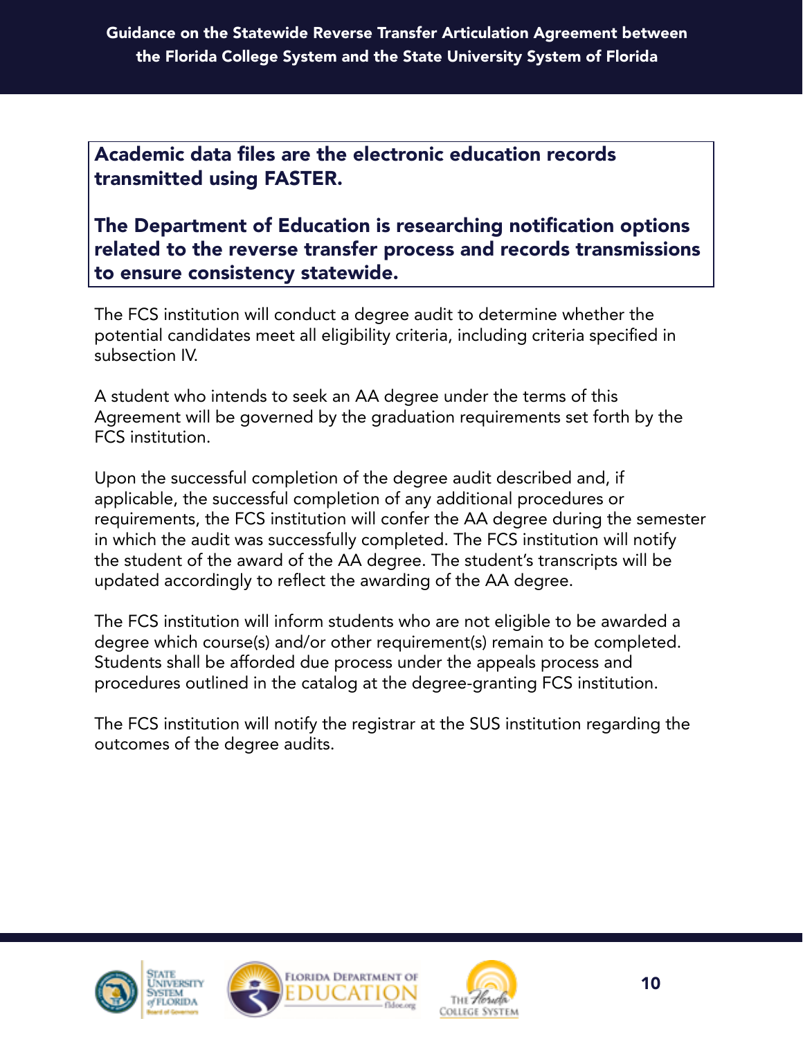**Academic data files are the electronic education records transmitted using FASTER.**

**The Department of Education is researching notification options related to the reverse transfer process and records transmissions to ensure consistency statewide.**

The FCS institution will conduct a degree audit to determine whether the potential candidates meet all eligibility criteria, including criteria specified in subsection IV.

A student who intends to seek an AA degree under the terms of this Agreement will be governed by the graduation requirements set forth by the FCS institution.

Upon the successful completion of the degree audit described and, if applicable, the successful completion of any additional procedures or requirements, the FCS institution will confer the AA degree during the semester in which the audit was successfully completed. The FCS institution will notify the student of the award of the AA degree. The student's transcripts will be updated accordingly to reflect the awarding of the AA degree.

The FCS institution will inform students who are not eligible to be awarded a degree which course(s) and/or other requirement(s) remain to be completed. Students shall be afforded due process under the appeals process and procedures outlined in the catalog at the degree-granting FCS institution.

The FCS institution will notify the registrar at the SUS institution regarding the outcomes of the degree audits.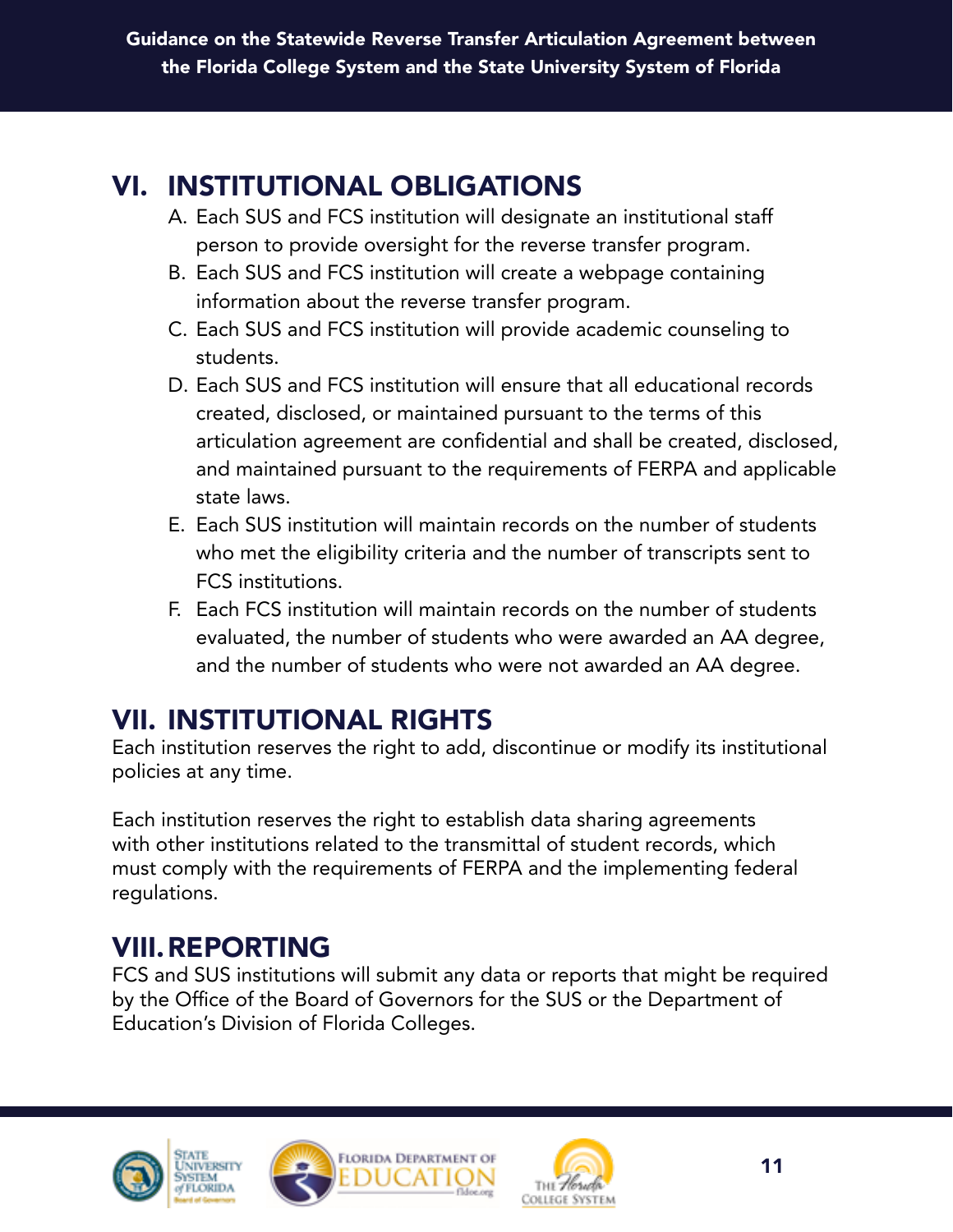## VI. INSTITUTIONAL OBLIGATIONS

A. Each SUS and FCS institution will designate an institutional staff person to provide oversight for the reverse transfer program.
B. Each SUS and FCS institution will create a webpage containing information about the reverse transfer program.
C. Each SUS and FCS institution will provide academic counseling to students.
D. Each SUS and FCS institution will ensure that all educational records created, disclosed, or maintained pursuant to the terms of this articulation agreement are confidential and shall be created, disclosed, and maintained pursuant to the requirements of FERPA and applicable state laws.
E. Each SUS institution will maintain records on the number of students who met the eligibility criteria and the number of transcripts sent to FCS institutions.
F. Each FCS institution will maintain records on the number of students evaluated, the number of students who were awarded an AA degree, and the number of students who were not awarded an AA degree.

## VII. INSTITUTIONAL RIGHTS

Each institution reserves the right to add, discontinue or modify its institutional policies at any time.

Each institution reserves the right to establish data sharing agreements with other institutions related to the transmittal of student records, which must comply with the requirements of FERPA and the implementing federal regulations.

## VIII. REPORTING

FCS and SUS institutions will submit any data or reports that might be required by the Office of the Board of Governors for the SUS or the Department of Education's Division of Florida Colleges.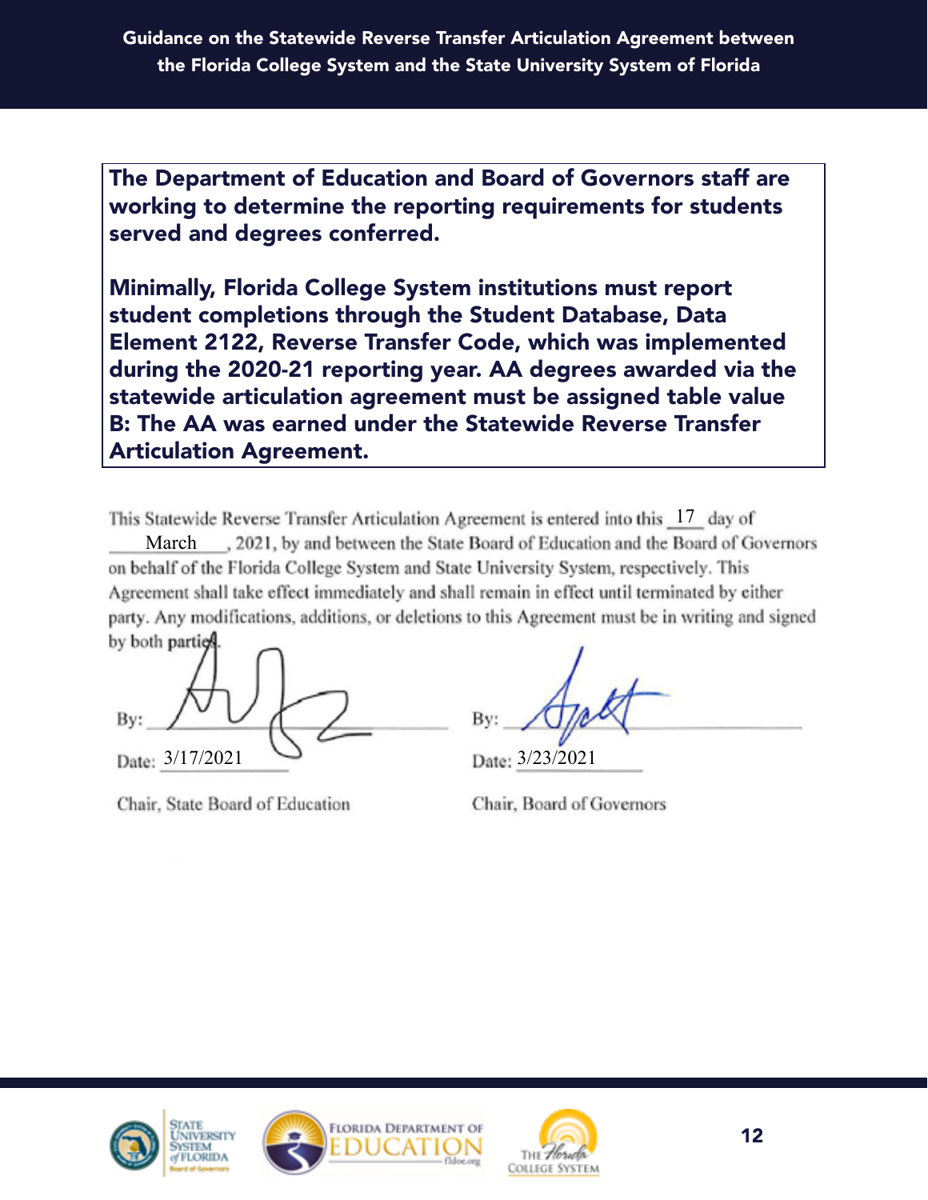**The Department of Education and Board of Governors staff are working to determine the reporting requirements for students served and degrees conferred.**

**Minimally, Florida College System institutions must report student completions through the Student Database, Data Element 2122, Reverse Transfer Code, which was implemented during the 2020-21 reporting year. AA degrees awarded via the statewide articulation agreement must be assigned table value B: The AA was earned under the Statewide Reverse Transfer Articulation Agreement.**

This Statewide Reverse Transfer Articulation Agreement is entered into this 17 day of March, 2021, by and between the State Board of Education and the Board of Governors on behalf of the Florida College System and State University System, respectively. This Agreement shall take effect immediately and shall remain in effect until terminated by either party. Any modifications, additions, or deletions to this Agreement must be in writing and signed by both parties.

By: ______________________

Date: 3/17/2021

Chair, State Board of Education

By: ______________________

Date: 3/23/2021

Chair, Board of Governors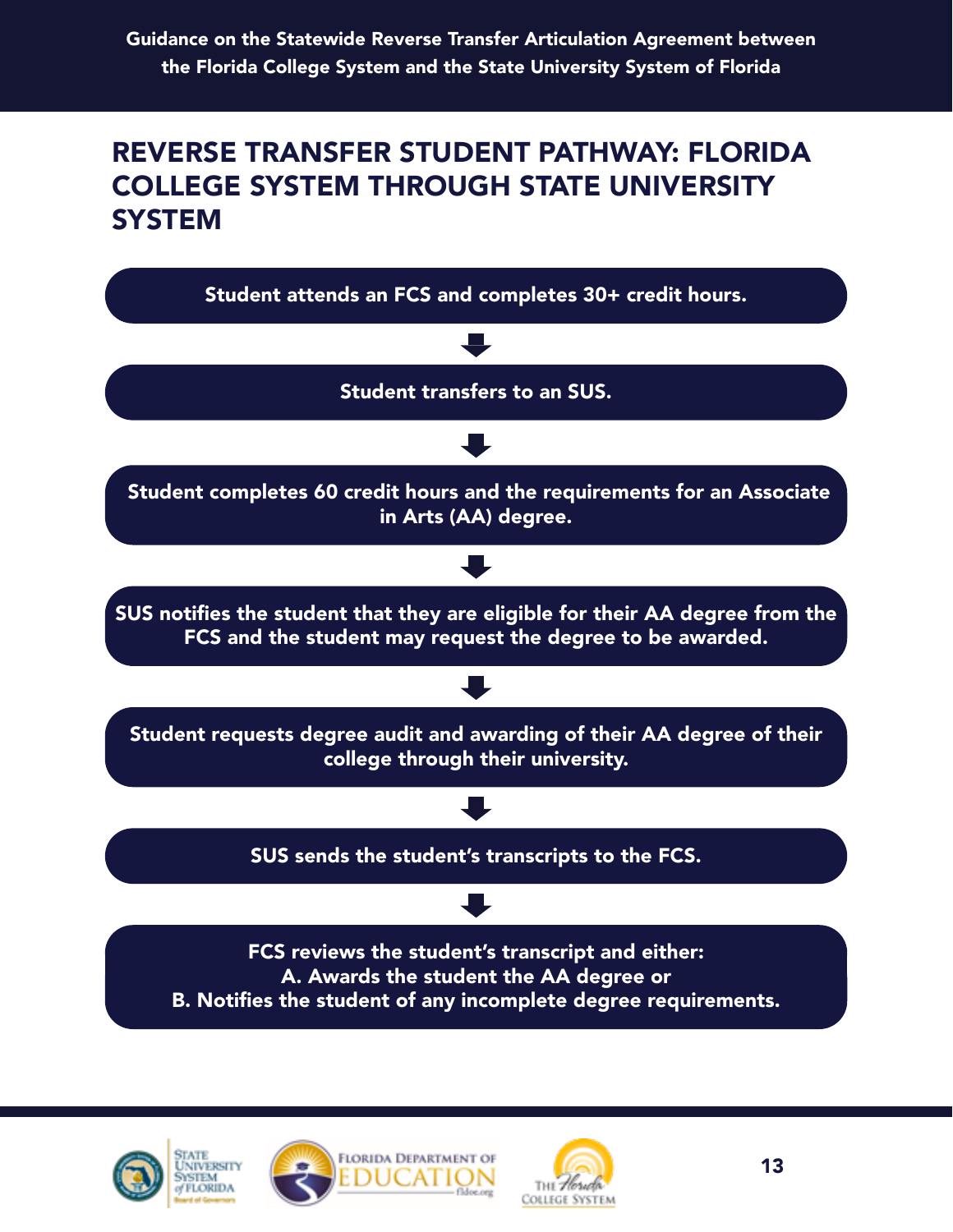## REVERSE TRANSFER STUDENT PATHWAY: FLORIDA COLLEGE SYSTEM THROUGH STATE UNIVERSITY SYSTEM

**Student attends an FCS and completes 30+ credit hours.**

↓

**Student transfers to an SUS.**

↓

**Student completes 60 credit hours and the requirements for an Associate in Arts (AA) degree.**

↓

**SUS notifies the student that they are eligible for their AA degree from the FCS and the student may request the degree to be awarded.**

↓

**Student requests degree audit and awarding of their AA degree of their college through their university.**

↓

**SUS sends the student's transcripts to the FCS.**

↓

**FCS reviews the student's transcript and either:**
**A. Awards the student the AA degree or**
**B. Notifies the student of any incomplete degree requirements.**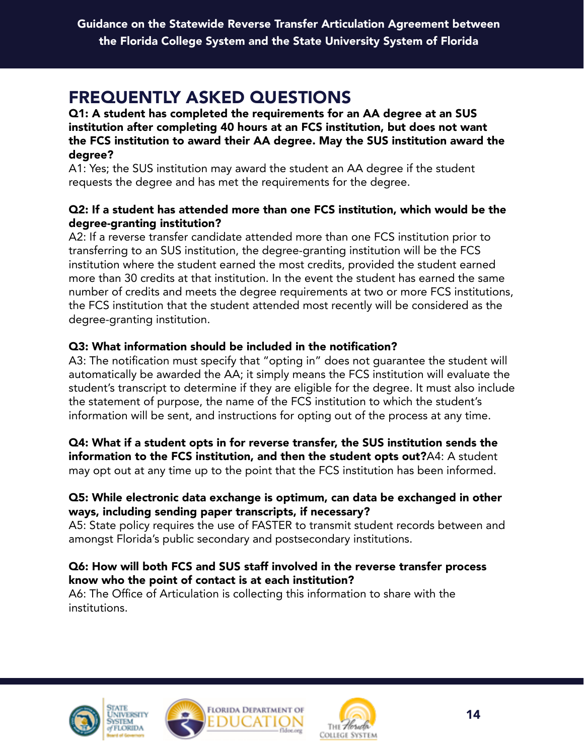## FREQUENTLY ASKED QUESTIONS

**Q1: A student has completed the requirements for an AA degree at an SUS institution after completing 40 hours at an FCS institution, but does not want the FCS institution to award their AA degree. May the SUS institution award the degree?**

A1: Yes; the SUS institution may award the student an AA degree if the student requests the degree and has met the requirements for the degree.

**Q2: If a student has attended more than one FCS institution, which would be the degree-granting institution?**

A2: If a reverse transfer candidate attended more than one FCS institution prior to transferring to an SUS institution, the degree-granting institution will be the FCS institution where the student earned the most credits, provided the student earned more than 30 credits at that institution. In the event the student has earned the same number of credits and meets the degree requirements at two or more FCS institutions, the FCS institution that the student attended most recently will be considered as the degree-granting institution.

**Q3: What information should be included in the notification?**

A3: The notification must specify that "opting in" does not guarantee the student will automatically be awarded the AA; it simply means the FCS institution will evaluate the student's transcript to determine if they are eligible for the degree. It must also include the statement of purpose, the name of the FCS institution to which the student's information will be sent, and instructions for opting out of the process at any time.

**Q4: What if a student opts in for reverse transfer, the SUS institution sends the information to the FCS institution, and then the student opts out?** A4: A student may opt out at any time up to the point that the FCS institution has been informed.

**Q5: While electronic data exchange is optimum, can data be exchanged in other ways, including sending paper transcripts, if necessary?**

A5: State policy requires the use of FASTER to transmit student records between and amongst Florida's public secondary and postsecondary institutions.

**Q6: How will both FCS and SUS staff involved in the reverse transfer process know who the point of contact is at each institution?**

A6: The Office of Articulation is collecting this information to share with the institutions.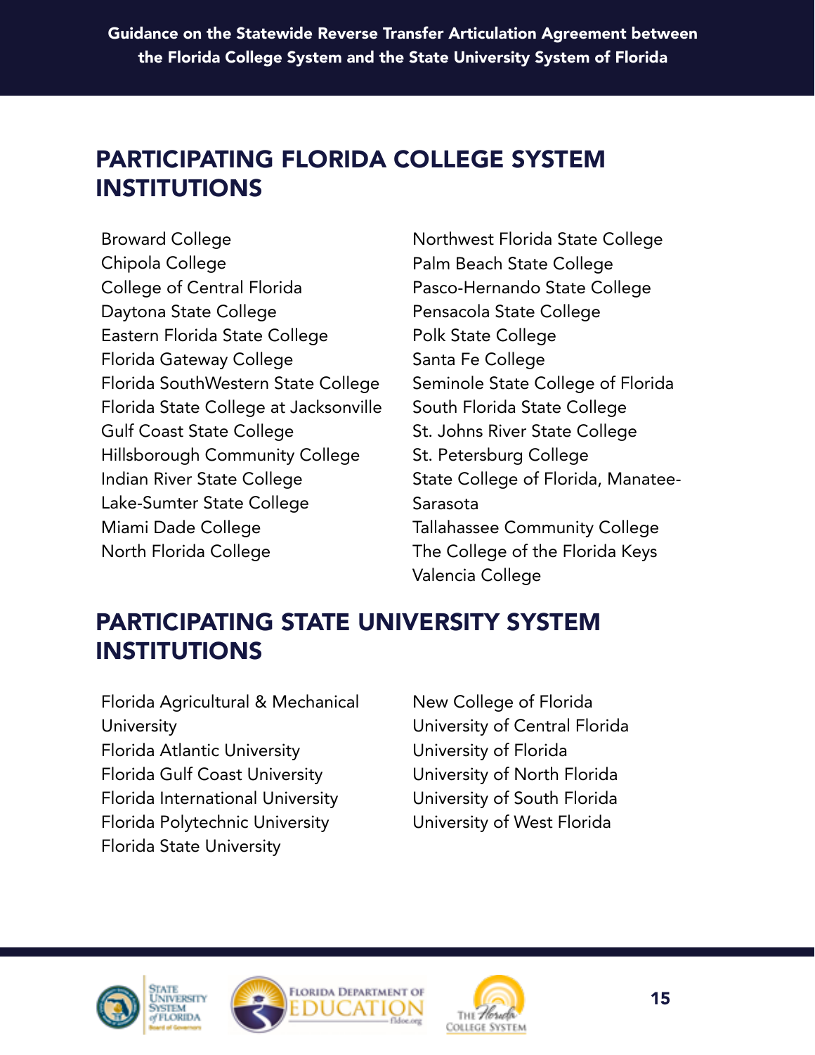## PARTICIPATING FLORIDA COLLEGE SYSTEM INSTITUTIONS

- Broward College
- Chipola College
- College of Central Florida
- Daytona State College
- Eastern Florida State College
- Florida Gateway College
- Florida SouthWestern State College
- Florida State College at Jacksonville
- Gulf Coast State College
- Hillsborough Community College
- Indian River State College
- Lake-Sumter State College
- Miami Dade College
- North Florida College
- Northwest Florida State College
- Palm Beach State College
- Pasco-Hernando State College
- Pensacola State College
- Polk State College
- Santa Fe College
- Seminole State College of Florida
- South Florida State College
- St. Johns River State College
- St. Petersburg College
- State College of Florida, Manatee-Sarasota
- Tallahassee Community College
- The College of the Florida Keys
- Valencia College

## PARTICIPATING STATE UNIVERSITY SYSTEM INSTITUTIONS

- Florida Agricultural & Mechanical University
- Florida Atlantic University
- Florida Gulf Coast University
- Florida International University
- Florida Polytechnic University
- Florida State University
- New College of Florida
- University of Central Florida
- University of Florida
- University of North Florida
- University of South Florida
- University of West Florida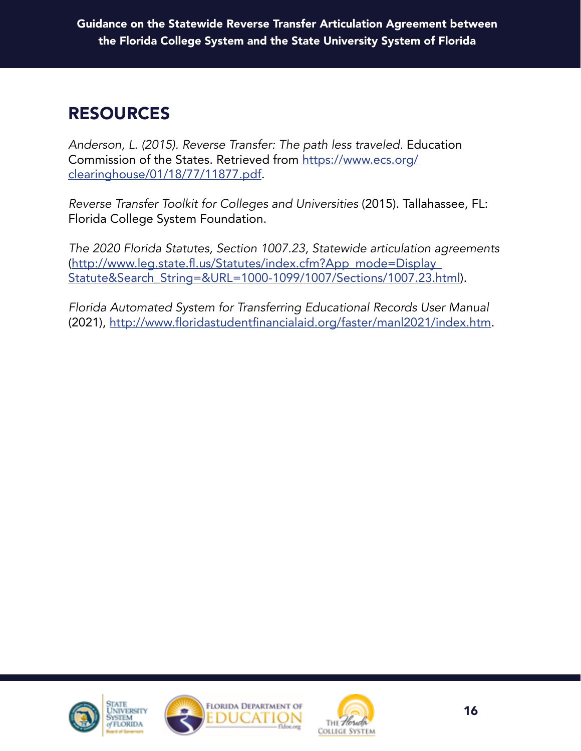## RESOURCES

*Anderson, L. (2015). Reverse Transfer: The path less traveled.* Education Commission of the States. Retrieved from https://www.ecs.org/clearinghouse/01/18/77/11877.pdf.

*Reverse Transfer Toolkit for Colleges and Universities* (2015). Tallahassee, FL: Florida College System Foundation.

*The 2020 Florida Statutes, Section 1007.23, Statewide articulation agreements* (http://www.leg.state.fl.us/Statutes/index.cfm?App_mode=Display_Statute&Search_String=&URL=1000-1099/1007/Sections/1007.23.html).

*Florida Automated System for Transferring Educational Records User Manual* (2021), http://www.floridastudentfinancialaid.org/faster/manl2021/index.htm.